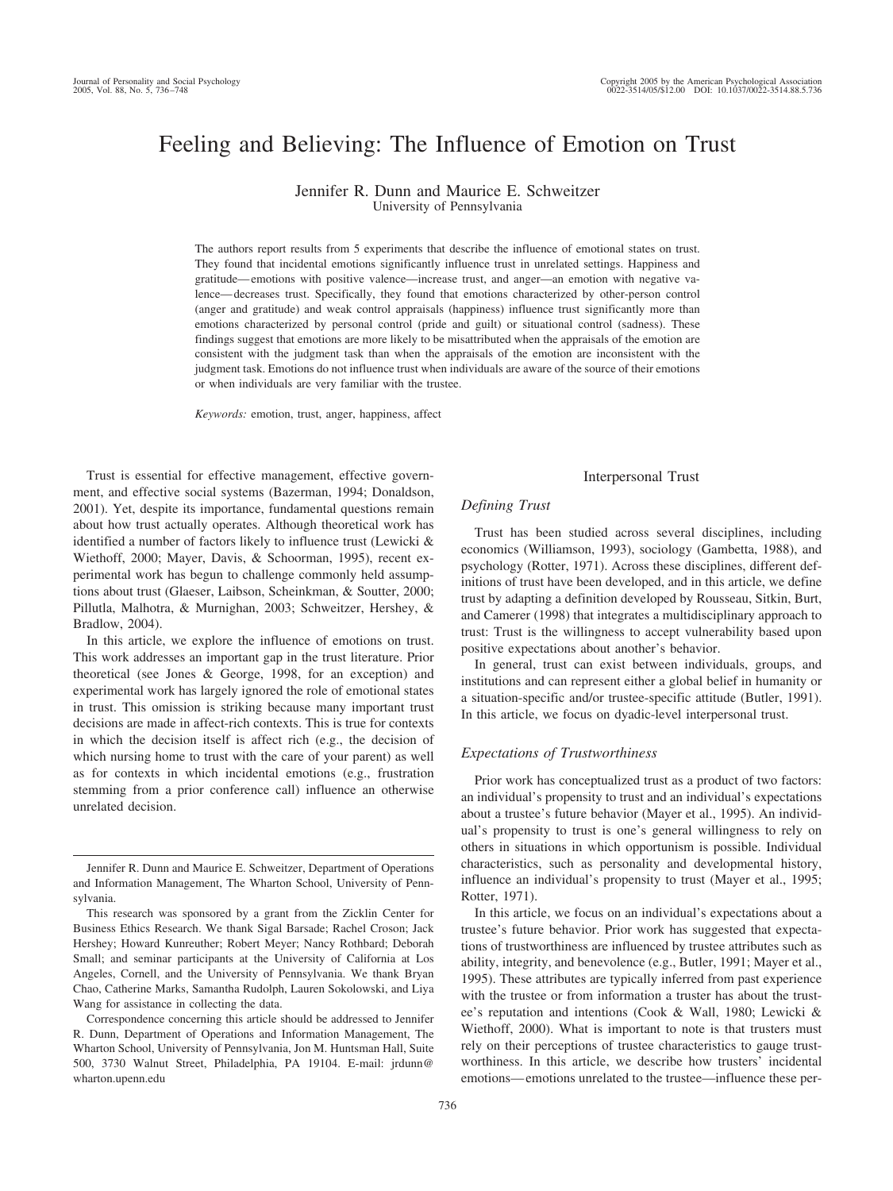# Feeling and Believing: The Influence of Emotion on Trust

Jennifer R. Dunn and Maurice E. Schweitzer
University of Pennsylvania

The authors report results from 5 experiments that describe the influence of emotional states on trust. They found that incidental emotions significantly influence trust in unrelated settings. Happiness and gratitude—emotions with positive valence—increase trust, and anger—an emotion with negative valence—decreases trust. Specifically, they found that emotions characterized by other-person control (anger and gratitude) and weak control appraisals (happiness) influence trust significantly more than emotions characterized by personal control (pride and guilt) or situational control (sadness). These findings suggest that emotions are more likely to be misattributed when the appraisals of the emotion are consistent with the judgment task than when the appraisals of the emotion are inconsistent with the judgment task. Emotions do not influence trust when individuals are aware of the source of their emotions or when individuals are very familiar with the trustee.

*Keywords:* emotion, trust, anger, happiness, affect

Trust is essential for effective management, effective government, and effective social systems (Bazerman, 1994; Donaldson, 2001). Yet, despite its importance, fundamental questions remain about how trust actually operates. Although theoretical work has identified a number of factors likely to influence trust (Lewicki & Wiethoff, 2000; Mayer, Davis, & Schoorman, 1995), recent experimental work has begun to challenge commonly held assumptions about trust (Glaeser, Laibson, Scheinkman, & Soutter, 2000; Pillutla, Malhotra, & Murnighan, 2003; Schweitzer, Hershey, & Bradlow, 2004).

In this article, we explore the influence of emotions on trust. This work addresses an important gap in the trust literature. Prior theoretical (see Jones & George, 1998, for an exception) and experimental work has largely ignored the role of emotional states in trust. This omission is striking because many important trust decisions are made in affect-rich contexts. This is true for contexts in which the decision itself is affect rich (e.g., the decision of which nursing home to trust with the care of your parent) as well as for contexts in which incidental emotions (e.g., frustration stemming from a prior conference call) influence an otherwise unrelated decision.

## Interpersonal Trust

### Defining Trust

Trust has been studied across several disciplines, including economics (Williamson, 1993), sociology (Gambetta, 1988), and psychology (Rotter, 1971). Across these disciplines, different definitions of trust have been developed, and in this article, we define trust by adapting a definition developed by Rousseau, Sitkin, Burt, and Camerer (1998) that integrates a multidisciplinary approach to trust: Trust is the willingness to accept vulnerability based upon positive expectations about another's behavior.

In general, trust can exist between individuals, groups, and institutions and can represent either a global belief in humanity or a situation-specific and/or trustee-specific attitude (Butler, 1991). In this article, we focus on dyadic-level interpersonal trust.

### Expectations of Trustworthiness

Prior work has conceptualized trust as a product of two factors: an individual's propensity to trust and an individual's expectations about a trustee's future behavior (Mayer et al., 1995). An individual's propensity to trust is one's general willingness to rely on others in situations in which opportunism is possible. Individual characteristics, such as personality and developmental history, influence an individual's propensity to trust (Mayer et al., 1995; Rotter, 1971).

In this article, we focus on an individual's expectations about a trustee's future behavior. Prior work has suggested that expectations of trustworthiness are influenced by trustee attributes such as ability, integrity, and benevolence (e.g., Butler, 1991; Mayer et al., 1995). These attributes are typically inferred from past experience with the trustee or from information a truster has about the trustee's reputation and intentions (Cook & Wall, 1980; Lewicki & Wiethoff, 2000). What is important to note is that trusters must rely on their perceptions of trustee characteristics to gauge trustworthiness. In this article, we describe how trusters' incidental emotions—emotions unrelated to the trustee—influence these per-

---

Jennifer R. Dunn and Maurice E. Schweitzer, Department of Operations and Information Management, The Wharton School, University of Pennsylvania.

This research was sponsored by a grant from the Zicklin Center for Business Ethics Research. We thank Sigal Barsade; Rachel Croson; Jack Hershey; Howard Kunreuther; Robert Meyer; Nancy Rothbard; Deborah Small; and seminar participants at the University of California at Los Angeles, Cornell, and the University of Pennsylvania. We thank Bryan Chao, Catherine Marks, Samantha Rudolph, Lauren Sokolowski, and Liya Wang for assistance in collecting the data.

Correspondence concerning this article should be addressed to Jennifer R. Dunn, Department of Operations and Information Management, The Wharton School, University of Pennsylvania, Jon M. Huntsman Hall, Suite 500, 3730 Walnut Street, Philadelphia, PA 19104. E-mail: jrdunn@wharton.upenn.edu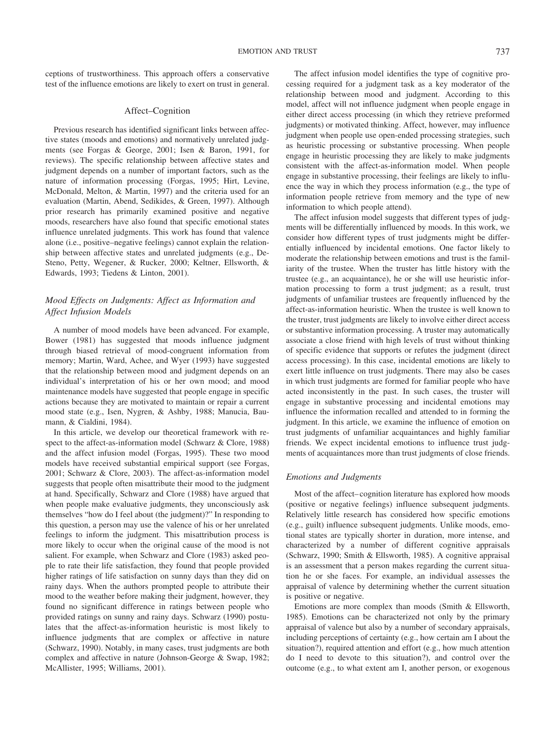ceptions of trustworthiness. This approach offers a conservative test of the influence emotions are likely to exert on trust in general.

## Affect–Cognition

Previous research has identified significant links between affective states (moods and emotions) and normatively unrelated judgments (see Forgas & George, 2001; Isen & Baron, 1991, for reviews). The specific relationship between affective states and judgment depends on a number of important factors, such as the nature of information processing (Forgas, 1995; Hirt, Levine, McDonald, Melton, & Martin, 1997) and the criteria used for an evaluation (Martin, Abend, Sedikides, & Green, 1997). Although prior research has primarily examined positive and negative moods, researchers have also found that specific emotional states influence unrelated judgments. This work has found that valence alone (i.e., positive–negative feelings) cannot explain the relationship between affective states and unrelated judgments (e.g., DeSteno, Petty, Wegener, & Rucker, 2000; Keltner, Ellsworth, & Edwards, 1993; Tiedens & Linton, 2001).

### *Mood Effects on Judgments: Affect as Information and Affect Infusion Models*

A number of mood models have been advanced. For example, Bower (1981) has suggested that moods influence judgment through biased retrieval of mood-congruent information from memory; Martin, Ward, Achee, and Wyer (1993) have suggested that the relationship between mood and judgment depends on an individual's interpretation of his or her own mood; and mood maintenance models have suggested that people engage in specific actions because they are motivated to maintain or repair a current mood state (e.g., Isen, Nygren, & Ashby, 1988; Manucia, Baumann, & Cialdini, 1984).

In this article, we develop our theoretical framework with respect to the affect-as-information model (Schwarz & Clore, 1988) and the affect infusion model (Forgas, 1995). These two mood models have received substantial empirical support (see Forgas, 2001; Schwarz & Clore, 2003). The affect-as-information model suggests that people often misattribute their mood to the judgment at hand. Specifically, Schwarz and Clore (1988) have argued that when people make evaluative judgments, they unconsciously ask themselves "how do I feel about (the judgment)?" In responding to this question, a person may use the valence of his or her unrelated feelings to inform the judgment. This misattribution process is more likely to occur when the original cause of the mood is not salient. For example, when Schwarz and Clore (1983) asked people to rate their life satisfaction, they found that people provided higher ratings of life satisfaction on sunny days than they did on rainy days. When the authors prompted people to attribute their mood to the weather before making their judgment, however, they found no significant difference in ratings between people who provided ratings on sunny and rainy days. Schwarz (1990) postulates that the affect-as-information heuristic is most likely to influence judgments that are complex or affective in nature (Schwarz, 1990). Notably, in many cases, trust judgments are both complex and affective in nature (Johnson-George & Swap, 1982; McAllister, 1995; Williams, 2001).

The affect infusion model identifies the type of cognitive processing required for a judgment task as a key moderator of the relationship between mood and judgment. According to this model, affect will not influence judgment when people engage in either direct access processing (in which they retrieve preformed judgments) or motivated thinking. Affect, however, may influence judgment when people use open-ended processing strategies, such as heuristic processing or substantive processing. When people engage in heuristic processing they are likely to make judgments consistent with the affect-as-information model. When people engage in substantive processing, their feelings are likely to influence the way in which they process information (e.g., the type of information people retrieve from memory and the type of new information to which people attend).

The affect infusion model suggests that different types of judgments will be differentially influenced by moods. In this work, we consider how different types of trust judgments might be differentially influenced by incidental emotions. One factor likely to moderate the relationship between emotions and trust is the familiarity of the trustee. When the truster has little history with the trustee (e.g., an acquaintance), he or she will use heuristic information processing to form a trust judgment; as a result, trust judgments of unfamiliar trustees are frequently influenced by the affect-as-information heuristic. When the trustee is well known to the truster, trust judgments are likely to involve either direct access or substantive information processing. A truster may automatically associate a close friend with high levels of trust without thinking of specific evidence that supports or refutes the judgment (direct access processing). In this case, incidental emotions are likely to exert little influence on trust judgments. There may also be cases in which trust judgments are formed for familiar people who have acted inconsistently in the past. In such cases, the truster will engage in substantive processing and incidental emotions may influence the information recalled and attended to in forming the judgment. In this article, we examine the influence of emotion on trust judgments of unfamiliar acquaintances and highly familiar friends. We expect incidental emotions to influence trust judgments of acquaintances more than trust judgments of close friends.

### *Emotions and Judgments*

Most of the affect–cognition literature has explored how moods (positive or negative feelings) influence subsequent judgments. Relatively little research has considered how specific emotions (e.g., guilt) influence subsequent judgments. Unlike moods, emotional states are typically shorter in duration, more intense, and characterized by a number of different cognitive appraisals (Schwarz, 1990; Smith & Ellsworth, 1985). A cognitive appraisal is an assessment that a person makes regarding the current situation he or she faces. For example, an individual assesses the appraisal of valence by determining whether the current situation is positive or negative.

Emotions are more complex than moods (Smith & Ellsworth, 1985). Emotions can be characterized not only by the primary appraisal of valence but also by a number of secondary appraisals, including perceptions of certainty (e.g., how certain am I about the situation?), required attention and effort (e.g., how much attention do I need to devote to this situation?), and control over the outcome (e.g., to what extent am I, another person, or exogenous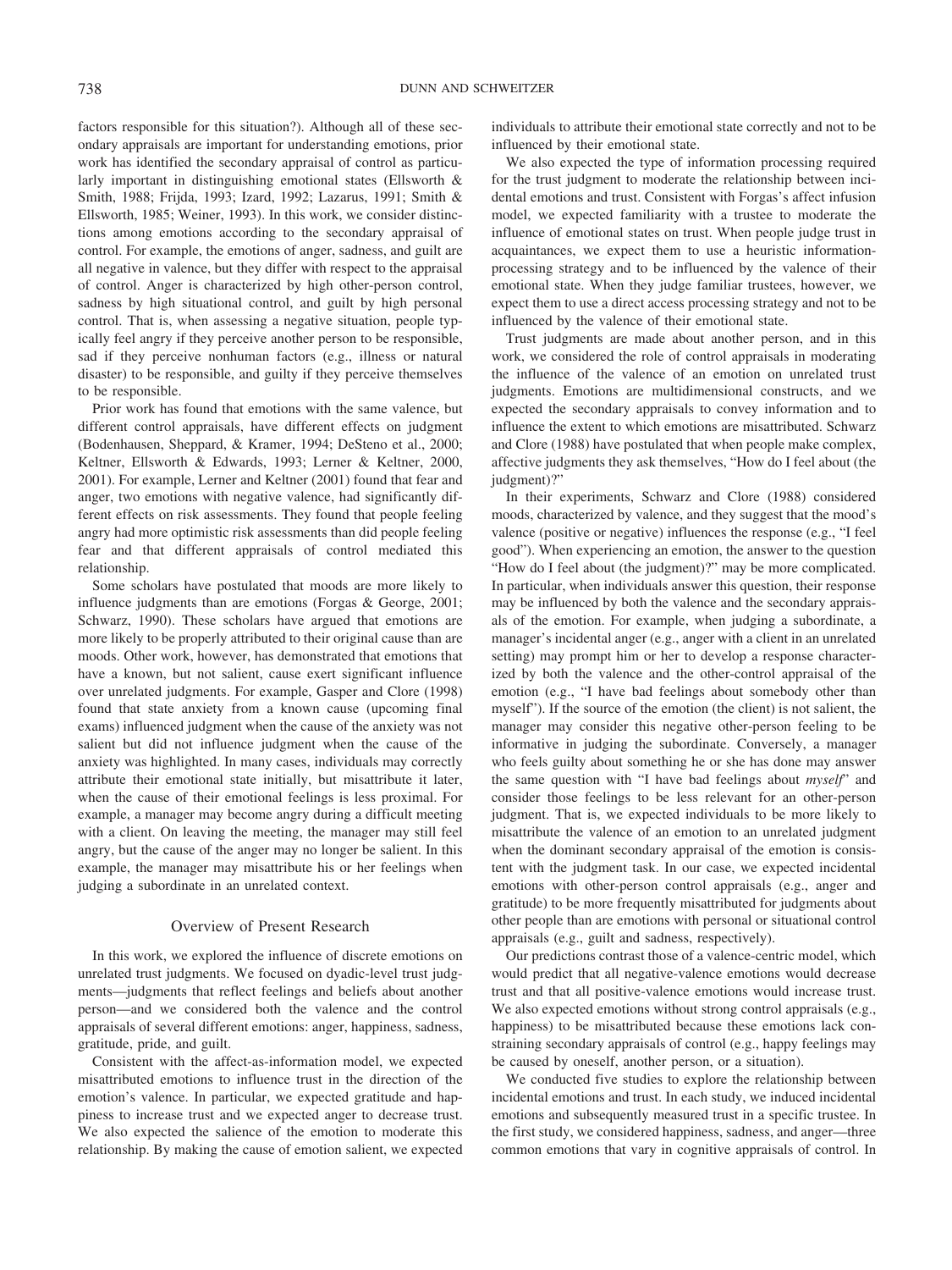factors responsible for this situation?). Although all of these secondary appraisals are important for understanding emotions, prior work has identified the secondary appraisal of control as particularly important in distinguishing emotional states (Ellsworth & Smith, 1988; Frijda, 1993; Izard, 1992; Lazarus, 1991; Smith & Ellsworth, 1985; Weiner, 1993). In this work, we consider distinctions among emotions according to the secondary appraisal of control. For example, the emotions of anger, sadness, and guilt are all negative in valence, but they differ with respect to the appraisal of control. Anger is characterized by high other-person control, sadness by high situational control, and guilt by high personal control. That is, when assessing a negative situation, people typically feel angry if they perceive another person to be responsible, sad if they perceive nonhuman factors (e.g., illness or natural disaster) to be responsible, and guilty if they perceive themselves to be responsible.

Prior work has found that emotions with the same valence, but different control appraisals, have different effects on judgment (Bodenhausen, Sheppard, & Kramer, 1994; DeSteno et al., 2000; Keltner, Ellsworth & Edwards, 1993; Lerner & Keltner, 2000, 2001). For example, Lerner and Keltner (2001) found that fear and anger, two emotions with negative valence, had significantly different effects on risk assessments. They found that people feeling angry had more optimistic risk assessments than did people feeling fear and that different appraisals of control mediated this relationship.

Some scholars have postulated that moods are more likely to influence judgments than are emotions (Forgas & George, 2001; Schwarz, 1990). These scholars have argued that emotions are more likely to be properly attributed to their original cause than are moods. Other work, however, has demonstrated that emotions that have a known, but not salient, cause exert significant influence over unrelated judgments. For example, Gasper and Clore (1998) found that state anxiety from a known cause (upcoming final exams) influenced judgment when the cause of the anxiety was not salient but did not influence judgment when the cause of the anxiety was highlighted. In many cases, individuals may correctly attribute their emotional state initially, but misattribute it later, when the cause of their emotional feelings is less proximal. For example, a manager may become angry during a difficult meeting with a client. On leaving the meeting, the manager may still feel angry, but the cause of the anger may no longer be salient. In this example, the manager may misattribute his or her feelings when judging a subordinate in an unrelated context.

## Overview of Present Research

In this work, we explored the influence of discrete emotions on unrelated trust judgments. We focused on dyadic-level trust judgments—judgments that reflect feelings and beliefs about another person—and we considered both the valence and the control appraisals of several different emotions: anger, happiness, sadness, gratitude, pride, and guilt.

Consistent with the affect-as-information model, we expected misattributed emotions to influence trust in the direction of the emotion's valence. In particular, we expected gratitude and happiness to increase trust and we expected anger to decrease trust. We also expected the salience of the emotion to moderate this relationship. By making the cause of emotion salient, we expected individuals to attribute their emotional state correctly and not to be influenced by their emotional state.

We also expected the type of information processing required for the trust judgment to moderate the relationship between incidental emotions and trust. Consistent with Forgas's affect infusion model, we expected familiarity with a trustee to moderate the influence of emotional states on trust. When people judge trust in acquaintances, we expect them to use a heuristic information-processing strategy and to be influenced by the valence of their emotional state. When they judge familiar trustees, however, we expect them to use a direct access processing strategy and not to be influenced by the valence of their emotional state.

Trust judgments are made about another person, and in this work, we considered the role of control appraisals in moderating the influence of the valence of an emotion on unrelated trust judgments. Emotions are multidimensional constructs, and we expected the secondary appraisals to convey information and to influence the extent to which emotions are misattributed. Schwarz and Clore (1988) have postulated that when people make complex, affective judgments they ask themselves, "How do I feel about (the judgment)?"

In their experiments, Schwarz and Clore (1988) considered moods, characterized by valence, and they suggest that the mood's valence (positive or negative) influences the response (e.g., "I feel good"). When experiencing an emotion, the answer to the question "How do I feel about (the judgment)?" may be more complicated. In particular, when individuals answer this question, their response may be influenced by both the valence and the secondary appraisals of the emotion. For example, when judging a subordinate, a manager's incidental anger (e.g., anger with a client in an unrelated setting) may prompt him or her to develop a response characterized by both the valence and the other-control appraisal of the emotion (e.g., "I have bad feelings about somebody other than myself"). If the source of the emotion (the client) is not salient, the manager may consider this negative other-person feeling to be informative in judging the subordinate. Conversely, a manager who feels guilty about something he or she has done may answer the same question with "I have bad feelings about *myself*" and consider those feelings to be less relevant for an other-person judgment. That is, we expected individuals to be more likely to misattribute the valence of an emotion to an unrelated judgment when the dominant secondary appraisal of the emotion is consistent with the judgment task. In our case, we expected incidental emotions with other-person control appraisals (e.g., anger and gratitude) to be more frequently misattributed for judgments about other people than are emotions with personal or situational control appraisals (e.g., guilt and sadness, respectively).

Our predictions contrast those of a valence-centric model, which would predict that all negative-valence emotions would decrease trust and that all positive-valence emotions would increase trust. We also expected emotions without strong control appraisals (e.g., happiness) to be misattributed because these emotions lack constraining secondary appraisals of control (e.g., happy feelings may be caused by oneself, another person, or a situation).

We conducted five studies to explore the relationship between incidental emotions and trust. In each study, we induced incidental emotions and subsequently measured trust in a specific trustee. In the first study, we considered happiness, sadness, and anger—three common emotions that vary in cognitive appraisals of control. In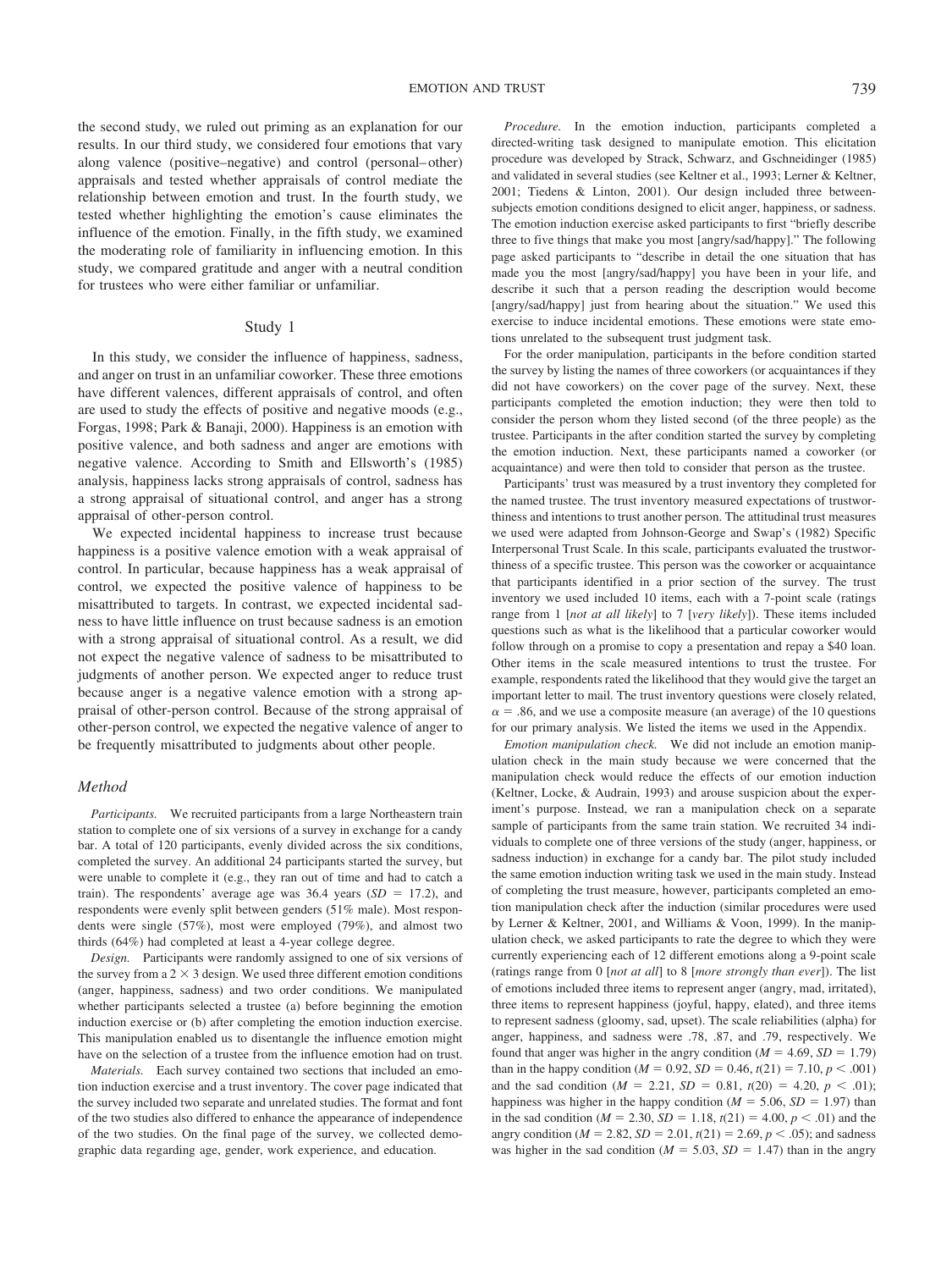the second study, we ruled out priming as an explanation for our results. In our third study, we considered four emotions that vary along valence (positive–negative) and control (personal–other) appraisals and tested whether appraisals of control mediate the relationship between emotion and trust. In the fourth study, we tested whether highlighting the emotion's cause eliminates the influence of the emotion. Finally, in the fifth study, we examined the moderating role of familiarity in influencing emotion. In this study, we compared gratitude and anger with a neutral condition for trustees who were either familiar or unfamiliar.

## Study 1

In this study, we consider the influence of happiness, sadness, and anger on trust in an unfamiliar coworker. These three emotions have different valences, different appraisals of control, and often are used to study the effects of positive and negative moods (e.g., Forgas, 1998; Park & Banaji, 2000). Happiness is an emotion with positive valence, and both sadness and anger are emotions with negative valence. According to Smith and Ellsworth's (1985) analysis, happiness lacks strong appraisals of control, sadness has a strong appraisal of situational control, and anger has a strong appraisal of other-person control.

We expected incidental happiness to increase trust because happiness is a positive valence emotion with a weak appraisal of control. In particular, because happiness has a weak appraisal of control, we expected the positive valence of happiness to be misattributed to targets. In contrast, we expected incidental sadness to have little influence on trust because sadness is an emotion with a strong appraisal of situational control. As a result, we did not expect the negative valence of sadness to be misattributed to judgments of another person. We expected anger to reduce trust because anger is a negative valence emotion with a strong appraisal of other-person control. Because of the strong appraisal of other-person control, we expected the negative valence of anger to be frequently misattributed to judgments about other people.

### Method

*Participants.* We recruited participants from a large Northeastern train station to complete one of six versions of a survey in exchange for a candy bar. A total of 120 participants, evenly divided across the six conditions, completed the survey. An additional 24 participants started the survey, but were unable to complete it (e.g., they ran out of time and had to catch a train). The respondents' average age was 36.4 years ($SD$ = 17.2), and respondents were evenly split between genders (51% male). Most respondents were single (57%), most were employed (79%), and almost two thirds (64%) had completed at least a 4-year college degree.

*Design.* Participants were randomly assigned to one of six versions of the survey from a $2 \times 3$ design. We used three different emotion conditions (anger, happiness, sadness) and two order conditions. We manipulated whether participants selected a trustee (a) before beginning the emotion induction exercise or (b) after completing the emotion induction exercise. This manipulation enabled us to disentangle the influence emotion might have on the selection of a trustee from the influence emotion had on trust.

*Materials.* Each survey contained two sections that included an emotion induction exercise and a trust inventory. The cover page indicated that the survey included two separate and unrelated studies. The format and font of the two studies also differed to enhance the appearance of independence of the two studies. On the final page of the survey, we collected demographic data regarding age, gender, work experience, and education.

*Procedure.* In the emotion induction, participants completed a directed-writing task designed to manipulate emotion. This elicitation procedure was developed by Strack, Schwarz, and Gschneidinger (1985) and validated in several studies (see Keltner et al., 1993; Lerner & Keltner, 2001; Tiedens & Linton, 2001). Our design included three between-subjects emotion conditions designed to elicit anger, happiness, or sadness. The emotion induction exercise asked participants to first "briefly describe three to five things that make you most [angry/sad/happy]." The following page asked participants to "describe in detail the one situation that has made you the most [angry/sad/happy] you have been in your life, and describe it such that a person reading the description would become [angry/sad/happy] just from hearing about the situation." We used this exercise to induce incidental emotions. These emotions were state emotions unrelated to the subsequent trust judgment task.

For the order manipulation, participants in the before condition started the survey by listing the names of three coworkers (or acquaintances if they did not have coworkers) on the cover page of the survey. Next, these participants completed the emotion induction; they were then told to consider the person whom they listed second (of the three people) as the trustee. Participants in the after condition started the survey by completing the emotion induction. Next, these participants named a coworker (or acquaintance) and were then told to consider that person as the trustee.

Participants' trust was measured by a trust inventory they completed for the named trustee. The trust inventory measured expectations of trustworthiness and intentions to trust another person. The attitudinal trust measures we used were adapted from Johnson-George and Swap's (1982) Specific Interpersonal Trust Scale. In this scale, participants evaluated the trustworthiness of a specific trustee. This person was the coworker or acquaintance that participants identified in a prior section of the survey. The trust inventory we used included 10 items, each with a 7-point scale (ratings range from 1 [*not at all likely*] to 7 [*very likely*]). These items included questions such as what is the likelihood that a particular coworker would follow through on a promise to copy a presentation and repay a $40 loan. Other items in the scale measured intentions to trust the trustee. For example, respondents rated the likelihood that they would give the target an important letter to mail. The trust inventory questions were closely related, $\alpha = .86$, and we use a composite measure (an average) of the 10 questions for our primary analysis. We listed the items we used in the Appendix.

*Emotion manipulation check.* We did not include an emotion manipulation check in the main study because we were concerned that the manipulation check would reduce the effects of our emotion induction (Keltner, Locke, & Audrain, 1993) and arouse suspicion about the experiment's purpose. Instead, we ran a manipulation check on a separate sample of participants from the same train station. We recruited 34 individuals to complete one of three versions of the study (anger, happiness, or sadness induction) in exchange for a candy bar. The pilot study included the same emotion induction writing task we used in the main study. Instead of completing the trust measure, however, participants completed an emotion manipulation check after the induction (similar procedures were used by Lerner & Keltner, 2001, and Williams & Voon, 1999). In the manipulation check, we asked participants to rate the degree to which they were currently experiencing each of 12 different emotions along a 9-point scale (ratings range from 0 [*not at all*] to 8 [*more strongly than ever*]). The list of emotions included three items to represent anger (angry, mad, irritated), three items to represent happiness (joyful, happy, elated), and three items to represent sadness (gloomy, sad, upset). The scale reliabilities (alpha) for anger, happiness, and sadness were .78, .87, and .79, respectively. We found that anger was higher in the angry condition ($M$ = 4.69, $SD$ = 1.79) than in the happy condition ($M$ = 0.92, $SD$ = 0.46, $t(21)$ = 7.10, $p < .001$) and the sad condition ($M$ = 2.21, $SD$ = 0.81, $t(20)$ = 4.20, $p < .01$); happiness was higher in the happy condition ($M$ = 5.06, $SD$ = 1.97) than in the sad condition ($M$ = 2.30, $SD$ = 1.18, $t(21)$ = 4.00, $p < .01$) and the angry condition ($M$ = 2.82, $SD$ = 2.01, $t(21)$ = 2.69, $p < .05$); and sadness was higher in the sad condition ($M$ = 5.03, $SD$ = 1.47) than in the angry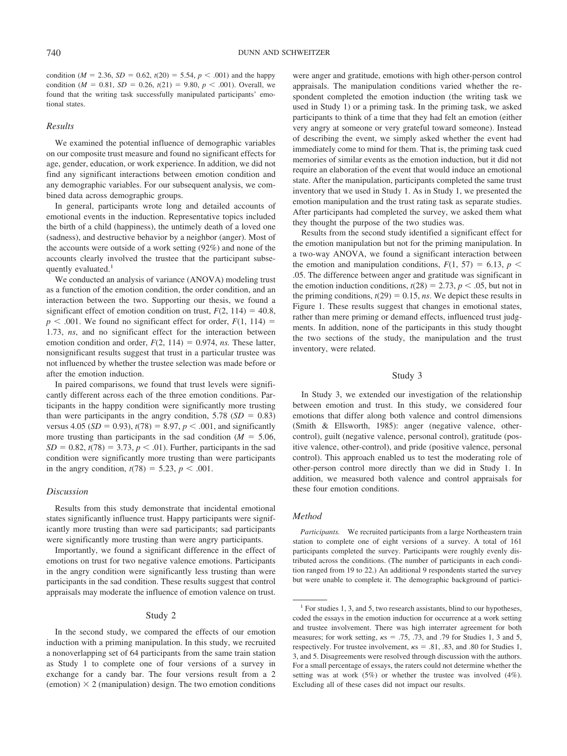condition ($M = 2.36$, $SD = 0.62$, $t(20) = 5.54$, $p < .001$) and the happy condition ($M = 0.81$, $SD = 0.26$, $t(21) = 9.80$, $p < .001$). Overall, we found that the writing task successfully manipulated participants' emotional states.

### *Results*

We examined the potential influence of demographic variables on our composite trust measure and found no significant effects for age, gender, education, or work experience. In addition, we did not find any significant interactions between emotion condition and any demographic variables. For our subsequent analysis, we combined data across demographic groups.

In general, participants wrote long and detailed accounts of emotional events in the induction. Representative topics included the birth of a child (happiness), the untimely death of a loved one (sadness), and destructive behavior by a neighbor (anger). Most of the accounts were outside of a work setting (92%) and none of the accounts clearly involved the trustee that the participant subsequently evaluated.[1]

We conducted an analysis of variance (ANOVA) modeling trust as a function of the emotion condition, the order condition, and an interaction between the two. Supporting our thesis, we found a significant effect of emotion condition on trust, $F(2, 114) = 40.8$, $p < .001$. We found no significant effect for order, $F(1, 114) = 1.73$, *ns*, and no significant effect for the interaction between emotion condition and order, $F(2, 114) = 0.974$, *ns*. These latter, nonsignificant results suggest that trust in a particular trustee was not influenced by whether the trustee selection was made before or after the emotion induction.

In paired comparisons, we found that trust levels were significantly different across each of the three emotion conditions. Participants in the happy condition were significantly more trusting than were participants in the angry condition, 5.78 ($SD = 0.83$) versus 4.05 ($SD = 0.93$), $t(78) = 8.97$, $p < .001$, and significantly more trusting than participants in the sad condition ($M = 5.06$, $SD = 0.82$, $t(78) = 3.73$, $p < .01$). Further, participants in the sad condition were significantly more trusting than were participants in the angry condition, $t(78) = 5.23$, $p < .001$.

### *Discussion*

Results from this study demonstrate that incidental emotional states significantly influence trust. Happy participants were significantly more trusting than were sad participants; sad participants were significantly more trusting than were angry participants.

Importantly, we found a significant difference in the effect of emotions on trust for two negative valence emotions. Participants in the angry condition were significantly less trusting than were participants in the sad condition. These results suggest that control appraisals may moderate the influence of emotion valence on trust.

## Study 2

In the second study, we compared the effects of our emotion induction with a priming manipulation. In this study, we recruited a nonoverlapping set of 64 participants from the same train station as Study 1 to complete one of four versions of a survey in exchange for a candy bar. The four versions result from a 2 (emotion) $\times$ 2 (manipulation) design. The two emotion conditions were anger and gratitude, emotions with high other-person control appraisals. The manipulation conditions varied whether the respondent completed the emotion induction (the writing task we used in Study 1) or a priming task. In the priming task, we asked participants to think of a time that they had felt an emotion (either very angry at someone or very grateful toward someone). Instead of describing the event, we simply asked whether the event had immediately come to mind for them. That is, the priming task cued memories of similar events as the emotion induction, but it did not require an elaboration of the event that would induce an emotional state. After the manipulation, participants completed the same trust inventory that we used in Study 1. As in Study 1, we presented the emotion manipulation and the trust rating task as separate studies. After participants had completed the survey, we asked them what they thought the purpose of the two studies was.

Results from the second study identified a significant effect for the emotion manipulation but not for the priming manipulation. In a two-way ANOVA, we found a significant interaction between the emotion and manipulation conditions, $F(1, 57) = 6.13$, $p < .05$. The difference between anger and gratitude was significant in the emotion induction conditions, $t(28) = 2.73$, $p < .05$, but not in the priming conditions, $t(29) = 0.15$, *ns*. We depict these results in Figure 1. These results suggest that changes in emotional states, rather than mere priming or demand effects, influenced trust judgments. In addition, none of the participants in this study thought the two sections of the study, the manipulation and the trust inventory, were related.

## Study 3

In Study 3, we extended our investigation of the relationship between emotion and trust. In this study, we considered four emotions that differ along both valence and control dimensions (Smith & Ellsworth, 1985): anger (negative valence, other-control), guilt (negative valence, personal control), gratitude (positive valence, other-control), and pride (positive valence, personal control). This approach enabled us to test the moderating role of other-person control more directly than we did in Study 1. In addition, we measured both valence and control appraisals for these four emotion conditions.

### *Method*

*Participants.* We recruited participants from a large Northeastern train station to complete one of eight versions of a survey. A total of 161 participants completed the survey. Participants were roughly evenly distributed across the conditions. (The number of participants in each condition ranged from 19 to 22.) An additional 9 respondents started the survey but were unable to complete it. The demographic background of partici-

---

[1] For studies 1, 3, and 5, two research assistants, blind to our hypotheses, coded the essays in the emotion induction for occurrence at a work setting and trustee involvement. There was high interrater agreement for both measures; for work setting, $\kappa$s = .75, .73, and .79 for Studies 1, 3 and 5, respectively. For trustee involvement, $\kappa$s = .81, .83, and .80 for Studies 1, 3, and 5. Disagreements were resolved through discussion with the authors. For a small percentage of essays, the raters could not determine whether the setting was at work (5%) or whether the trustee was involved (4%). Excluding all of these cases did not impact our results.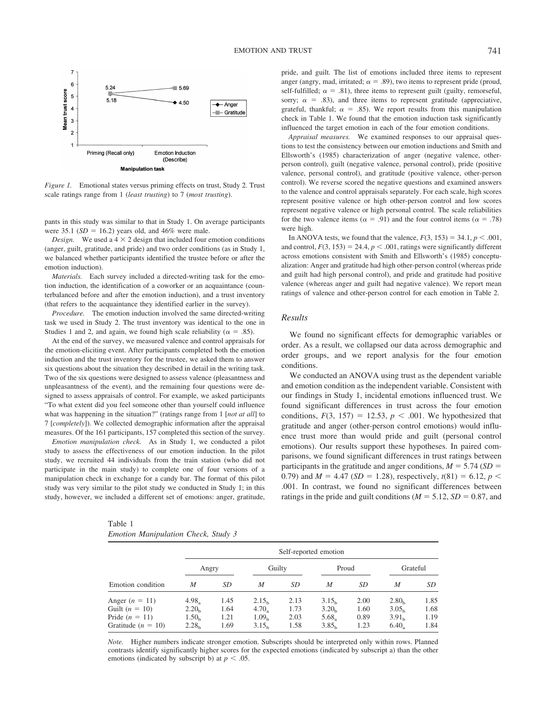Figure 1. Emotional states versus priming effects on trust, Study 2. Trust scale ratings range from 1 (*least trusting*) to 7 (*most trusting*).

pants in this study was similar to that in Study 1. On average participants were 35.1 ($SD$ = 16.2) years old, and 46% were male.

*Design.* We used a 4 × 2 design that included four emotion conditions (anger, guilt, gratitude, and pride) and two order conditions (as in Study 1, we balanced whether participants identified the trustee before or after the emotion induction).

*Materials.* Each survey included a directed-writing task for the emotion induction, the identification of a coworker or an acquaintance (counterbalanced before and after the emotion induction), and a trust inventory (that refers to the acquaintance they identified earlier in the survey).

*Procedure.* The emotion induction involved the same directed-writing task we used in Study 2. The trust inventory was identical to the one in Studies 1 and 2, and again, we found high scale reliability ($\alpha$ = .85).

At the end of the survey, we measured valence and control appraisals for the emotion-eliciting event. After participants completed both the emotion induction and the trust inventory for the trustee, we asked them to answer six questions about the situation they described in detail in the writing task. Two of the six questions were designed to assess valence (pleasantness and unpleasantness of the event), and the remaining four questions were designed to assess appraisals of control. For example, we asked participants "To what extent did you feel someone other than yourself could influence what was happening in the situation?" (ratings range from 1 [*not at all*] to 7 [*completely*]). We collected demographic information after the appraisal measures. Of the 161 participants, 157 completed this section of the survey.

*Emotion manipulation check.* As in Study 1, we conducted a pilot study to assess the effectiveness of our emotion induction. In the pilot study, we recruited 44 individuals from the train station (who did not participate in the main study) to complete one of four versions of a manipulation check in exchange for a candy bar. The format of this pilot study was very similar to the pilot study we conducted in Study 1; in this study, however, we included a different set of emotions: anger, gratitude, pride, and guilt. The list of emotions included three items to represent anger (angry, mad, irritated; $\alpha$ = .89), two items to represent pride (proud, self-fulfilled; $\alpha$ = .81), three items to represent guilt (guilty, remorseful, sorry; $\alpha$ = .83), and three items to represent gratitude (appreciative, grateful, thankful; $\alpha$ = .85). We report results from this manipulation check in Table 1. We found that the emotion induction task significantly influenced the target emotion in each of the four emotion conditions.

*Appraisal measures.* We examined responses to our appraisal questions to test the consistency between our emotion inductions and Smith and Ellsworth's (1985) characterization of anger (negative valence, other-person control), guilt (negative valence, personal control), pride (positive valence, personal control), and gratitude (positive valence, other-person control). We reverse scored the negative questions and examined answers to the valence and control appraisals separately. For each scale, high scores represent positive valence or high other-person control and low scores represent negative valence or high personal control. The scale reliabilities for the two valence items ($\alpha$ = .91) and the four control items ($\alpha$ = .78) were high.

In ANOVA tests, we found that the valence, $F(3, 153) = 34.1$, $p < .001$, and control, $F(3, 153) = 24.4$, $p < .001$, ratings were significantly different across emotions consistent with Smith and Ellsworth's (1985) conceptualization: Anger and gratitude had high other-person control (whereas pride and guilt had high personal control), and pride and gratitude had positive valence (whereas anger and guilt had negative valence). We report mean ratings of valence and other-person control for each emotion in Table 2.

## Results

We found no significant effects for demographic variables or order. As a result, we collapsed our data across demographic and order groups, and we report analysis for the four emotion conditions.

We conducted an ANOVA using trust as the dependent variable and emotion condition as the independent variable. Consistent with our findings in Study 1, incidental emotions influenced trust. We found significant differences in trust across the four emotion conditions, $F(3, 157) = 12.53$, $p < .001$. We hypothesized that gratitude and anger (other-person control emotions) would influence trust more than would pride and guilt (personal control emotions). Our results support these hypotheses. In paired comparisons, we found significant differences in trust ratings between participants in the gratitude and anger conditions, $M = 5.74$ ($SD$ = 0.79) and $M = 4.47$ ($SD$ = 1.28), respectively, $t(81) = 6.12$, $p < .001$. In contrast, we found no significant differences between ratings in the pride and guilt conditions ($M = 5.12$, $SD = 0.87$, and

Table 1
*Emotion Manipulation Check, Study 3*

| | Self-reported emotion | | | | | | | |
|---|---|---|---|---|---|---|---|---|
| | Angry | | Guilty | | Proud | | Grateful | |
| Emotion condition | $M$ | $SD$ | $M$ | $SD$ | $M$ | $SD$ | $M$ | $SD$ |
| Anger ($n$ = 11) | $4.98_a$ | 1.45 | $2.15_b$ | 2.13 | $3.15_b$ | 2.00 | $2.80_b$ | 1.85 |
| Guilt ($n$ = 10) | $2.20_b$ | 1.64 | $4.70_a$ | 1.73 | $3.20_b$ | 1.60 | $3.05_b$ | 1.68 |
| Pride ($n$ = 11) | $1.50_b$ | 1.21 | $1.09_b$ | 2.03 | $5.68_a$ | 0.89 | $3.91_b$ | 1.19 |
| Gratitude ($n$ = 10) | $2.28_b$ | 1.69 | $3.15_b$ | 1.58 | $3.85_b$ | 1.23 | $6.40_a$ | 1.84 |

*Note.* Higher numbers indicate stronger emotion. Subscripts should be interpreted only within rows. Planned contrasts identify significantly higher scores for the expected emotions (indicated by subscript a) than the other emotions (indicated by subscript b) at $p < .05$.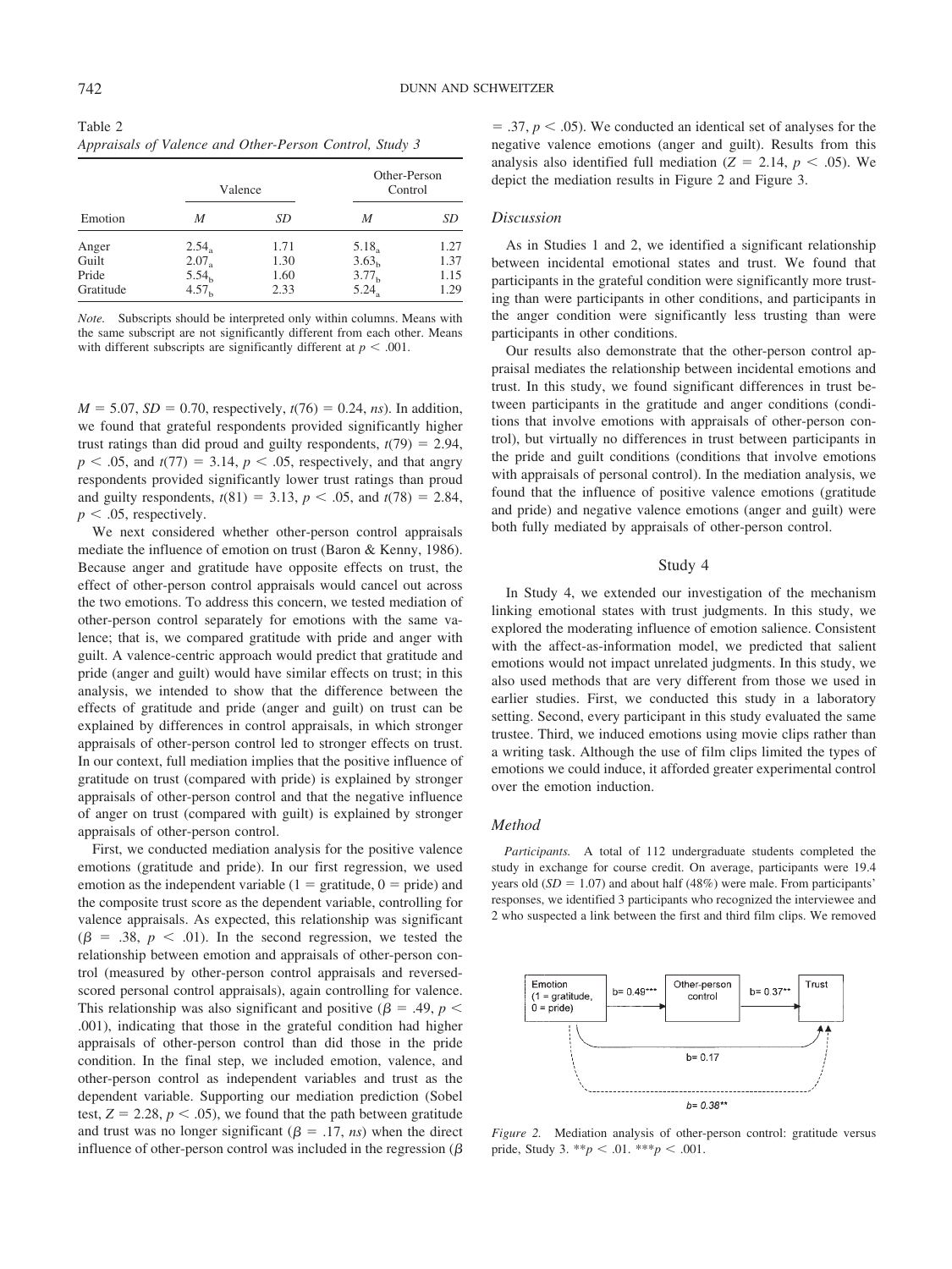Table 2
*Appraisals of Valence and Other-Person Control, Study 3*

| Emotion | Valence | | Other-Person Control | |
|---|---|---|---|---|
| | *M* | *SD* | *M* | *SD* |
| Anger | $2.54_a$ | 1.71 | $5.18_a$ | 1.27 |
| Guilt | $2.07_a$ | 1.30 | $3.63_b$ | 1.37 |
| Pride | $5.54_b$ | 1.60 | $3.77_b$ | 1.15 |
| Gratitude | $4.57_b$ | 2.33 | $5.24_a$ | 1.29 |

*Note.* Subscripts should be interpreted only within columns. Means with the same subscript are not significantly different from each other. Means with different subscripts are significantly different at $p < .001$.

$M = 5.07$, $SD = 0.70$, respectively, $t(76) = 0.24$, *ns*). In addition, we found that grateful respondents provided significantly higher trust ratings than did proud and guilty respondents, $t(79) = 2.94$, $p < .05$, and $t(77) = 3.14$, $p < .05$, respectively, and that angry respondents provided significantly lower trust ratings than proud and guilty respondents, $t(81) = 3.13$, $p < .05$, and $t(78) = 2.84$, $p < .05$, respectively.

We next considered whether other-person control appraisals mediate the influence of emotion on trust (Baron & Kenny, 1986). Because anger and gratitude have opposite effects on trust, the effect of other-person control appraisals would cancel out across the two emotions. To address this concern, we tested mediation of other-person control separately for emotions with the same valence; that is, we compared gratitude with pride and anger with guilt. A valence-centric approach would predict that gratitude and pride (anger and guilt) would have similar effects on trust; in this analysis, we intended to show that the difference between the effects of gratitude and pride (anger and guilt) on trust can be explained by differences in control appraisals, in which stronger appraisals of other-person control led to stronger effects on trust. In our context, full mediation implies that the positive influence of gratitude on trust (compared with pride) is explained by stronger appraisals of other-person control and that the negative influence of anger on trust (compared with guilt) is explained by stronger appraisals of other-person control.

First, we conducted mediation analysis for the positive valence emotions (gratitude and pride). In our first regression, we used emotion as the independent variable (1 = gratitude, 0 = pride) and the composite trust score as the dependent variable, controlling for valence appraisals. As expected, this relationship was significant ($\beta = .38$, $p < .01$). In the second regression, we tested the relationship between emotion and appraisals of other-person control (measured by other-person control appraisals and reversed-scored personal control appraisals), again controlling for valence. This relationship was also significant and positive ($\beta = .49$, $p < .001$), indicating that those in the grateful condition had higher appraisals of other-person control than did those in the pride condition. In the final step, we included emotion, valence, and other-person control as independent variables and trust as the dependent variable. Supporting our mediation prediction (Sobel test, $Z = 2.28$, $p < .05$), we found that the path between gratitude and trust was no longer significant ($\beta = .17$, *ns*) when the direct influence of other-person control was included in the regression ($\beta = .37$, $p < .05$). We conducted an identical set of analyses for the negative valence emotions (anger and guilt). Results from this analysis also identified full mediation ($Z = 2.14$, $p < .05$). We depict the mediation results in Figure 2 and Figure 3.

### Discussion

As in Studies 1 and 2, we identified a significant relationship between incidental emotional states and trust. We found that participants in the grateful condition were significantly more trusting than were participants in other conditions, and participants in the anger condition were significantly less trusting than were participants in other conditions.

Our results also demonstrate that the other-person control appraisal mediates the relationship between incidental emotions and trust. In this study, we found significant differences in trust between participants in the gratitude and anger conditions (conditions that involve emotions with appraisals of other-person control), but virtually no differences in trust between participants in the pride and guilt conditions (conditions that involve emotions with appraisals of personal control). In the mediation analysis, we found that the influence of positive valence emotions (gratitude and pride) and negative valence emotions (anger and guilt) were both fully mediated by appraisals of other-person control.

## Study 4

In Study 4, we extended our investigation of the mechanism linking emotional states with trust judgments. In this study, we explored the moderating influence of emotion salience. Consistent with the affect-as-information model, we predicted that salient emotions would not impact unrelated judgments. In this study, we also used methods that are very different from those we used in earlier studies. First, we conducted this study in a laboratory setting. Second, every participant in this study evaluated the same trustee. Third, we induced emotions using movie clips rather than a writing task. Although the use of film clips limited the types of emotions we could induce, it afforded greater experimental control over the emotion induction.

### Method

*Participants.* A total of 112 undergraduate students completed the study in exchange for course credit. On average, participants were 19.4 years old ($SD = 1.07$) and about half (48%) were male. From participants' responses, we identified 3 participants who recognized the interviewee and 2 who suspected a link between the first and third film clips. We removed

Emotion (1 = gratitude, 0 = pride) → b= 0.49*** → Other-person control → b= 0.37** → Trust; Emotion → Trust: b= 0.17; b= 0.38**

*Figure 2.* Mediation analysis of other-person control: gratitude versus pride, Study 3. ** $p < .01$. *** $p < .001$.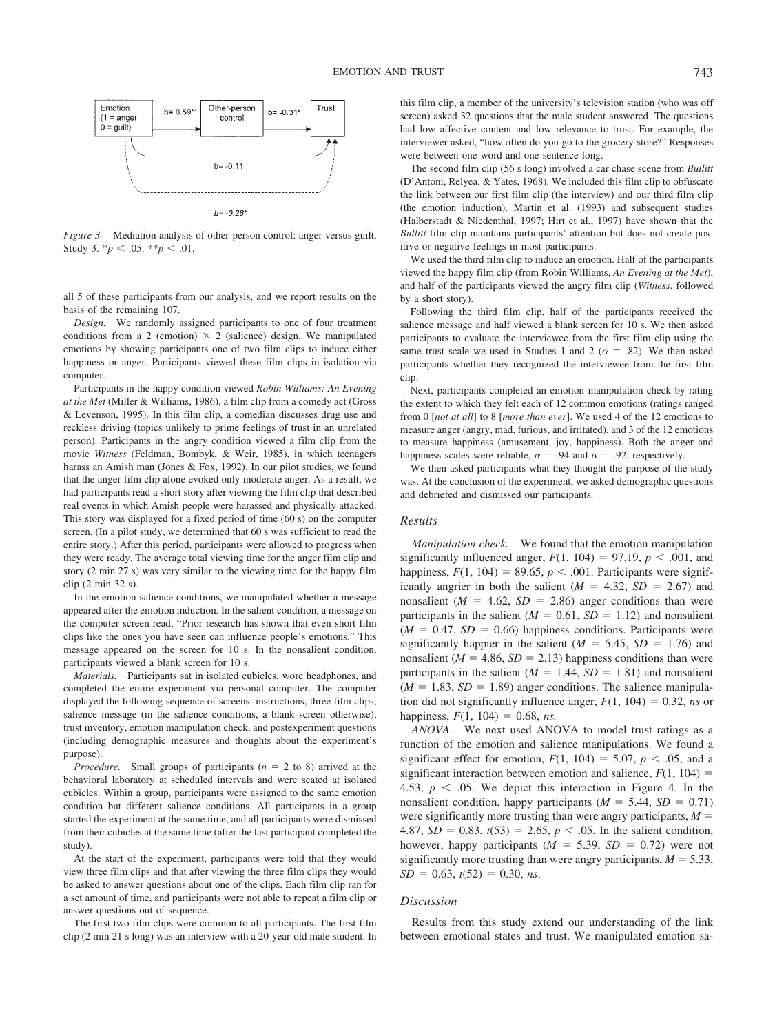Figure 3. Mediation analysis of other-person control: anger versus guilt, Study 3. * $p < .05$. ** $p < .01$.

all 5 of these participants from our analysis, and we report results on the basis of the remaining 107.

*Design.* We randomly assigned participants to one of four treatment conditions from a 2 (emotion) × 2 (salience) design. We manipulated emotions by showing participants one of two film clips to induce either happiness or anger. Participants viewed these film clips in isolation via computer.

Participants in the happy condition viewed *Robin Williams: An Evening at the Met* (Miller & Williams, 1986), a film clip from a comedy act (Gross & Levenson, 1995). In this film clip, a comedian discusses drug use and reckless driving (topics unlikely to prime feelings of trust in an unrelated person). Participants in the angry condition viewed a film clip from the movie *Witness* (Feldman, Bombyk, & Weir, 1985), in which teenagers harass an Amish man (Jones & Fox, 1992). In our pilot studies, we found that the anger film clip alone evoked only moderate anger. As a result, we had participants read a short story after viewing the film clip that described real events in which Amish people were harassed and physically attacked. This story was displayed for a fixed period of time (60 s) on the computer screen. (In a pilot study, we determined that 60 s was sufficient to read the entire story.) After this period, participants were allowed to progress when they were ready. The average total viewing time for the anger film clip and story (2 min 27 s) was very similar to the viewing time for the happy film clip (2 min 32 s).

In the emotion salience conditions, we manipulated whether a message appeared after the emotion induction. In the salient condition, a message on the computer screen read, "Prior research has shown that even short film clips like the ones you have seen can influence people's emotions." This message appeared on the screen for 10 s. In the nonsalient condition, participants viewed a blank screen for 10 s.

*Materials.* Participants sat in isolated cubicles, wore headphones, and completed the entire experiment via personal computer. The computer displayed the following sequence of screens: instructions, three film clips, salience message (in the salience conditions, a blank screen otherwise), trust inventory, emotion manipulation check, and postexperiment questions (including demographic measures and thoughts about the experiment's purpose).

*Procedure.* Small groups of participants ($n$ = 2 to 8) arrived at the behavioral laboratory at scheduled intervals and were seated at isolated cubicles. Within a group, participants were assigned to the same emotion condition but different salience conditions. All participants in a group started the experiment at the same time, and all participants were dismissed from their cubicles at the same time (after the last participant completed the study).

At the start of the experiment, participants were told that they would view three film clips and that after viewing the three film clips they would be asked to answer questions about one of the clips. Each film clip ran for a set amount of time, and participants were not able to repeat a film clip or answer questions out of sequence.

The first two film clips were common to all participants. The first film clip (2 min 21 s long) was an interview with a 20-year-old male student. In this film clip, a member of the university's television station (who was off screen) asked 32 questions that the male student answered. The questions had low affective content and low relevance to trust. For example, the interviewer asked, "how often do you go to the grocery store?" Responses were between one word and one sentence long.

The second film clip (56 s long) involved a car chase scene from *Bullitt* (D'Antoni, Relyea, & Yates, 1968). We included this film clip to obfuscate the link between our first film clip (the interview) and our third film clip (the emotion induction). Martin et al. (1993) and subsequent studies (Halberstadt & Niedenthal, 1997; Hirt et al., 1997) have shown that the *Bullitt* film clip maintains participants' attention but does not create positive or negative feelings in most participants.

We used the third film clip to induce an emotion. Half of the participants viewed the happy film clip (from Robin Williams, *An Evening at the Met*), and half of the participants viewed the angry film clip (*Witness*, followed by a short story).

Following the third film clip, half of the participants received the salience message and half viewed a blank screen for 10 s. We then asked participants to evaluate the interviewee from the first film clip using the same trust scale we used in Studies 1 and 2 ($\alpha$ = .82). We then asked participants whether they recognized the interviewee from the first film clip.

Next, participants completed an emotion manipulation check by rating the extent to which they felt each of 12 common emotions (ratings ranged from 0 [*not at all*] to 8 [*more than ever*]. We used 4 of the 12 emotions to measure anger (angry, mad, furious, and irritated), and 3 of the 12 emotions to measure happiness (amusement, joy, happiness). Both the anger and happiness scales were reliable, $\alpha$ = .94 and $\alpha$ = .92, respectively.

We then asked participants what they thought the purpose of the study was. At the conclusion of the experiment, we asked demographic questions and debriefed and dismissed our participants.

### Results

*Manipulation check.* We found that the emotion manipulation significantly influenced anger, $F(1, 104) = 97.19$, $p < .001$, and happiness, $F(1, 104) = 89.65$, $p < .001$. Participants were significantly angrier in both the salient ($M = 4.32$, $SD = 2.67$) and nonsalient ($M = 4.62$, $SD = 2.86$) anger conditions than were participants in the salient ($M = 0.61$, $SD = 1.12$) and nonsalient ($M = 0.47$, $SD = 0.66$) happiness conditions. Participants were significantly happier in the salient ($M = 5.45$, $SD = 1.76$) and nonsalient ($M = 4.86$, $SD = 2.13$) happiness conditions than were participants in the salient ($M = 1.44$, $SD = 1.81$) and nonsalient ($M = 1.83$, $SD = 1.89$) anger conditions. The salience manipulation did not significantly influence anger, $F(1, 104) = 0.32$, *ns* or happiness, $F(1, 104) = 0.68$, *ns.*

*ANOVA.* We next used ANOVA to model trust ratings as a function of the emotion and salience manipulations. We found a significant effect for emotion, $F(1, 104) = 5.07$, $p < .05$, and a significant interaction between emotion and salience, $F(1, 104) = 4.53$, $p < .05$. We depict this interaction in Figure 4. In the nonsalient condition, happy participants ($M = 5.44$, $SD = 0.71$) were significantly more trusting than were angry participants, $M = 4.87$, $SD = 0.83$, $t(53) = 2.65$, $p < .05$. In the salient condition, however, happy participants ($M = 5.39$, $SD = 0.72$) were not significantly more trusting than were angry participants, $M = 5.33$, $SD = 0.63$, $t(52) = 0.30$, *ns*.

### Discussion

Results from this study extend our understanding of the link between emotional states and trust. We manipulated emotion sa-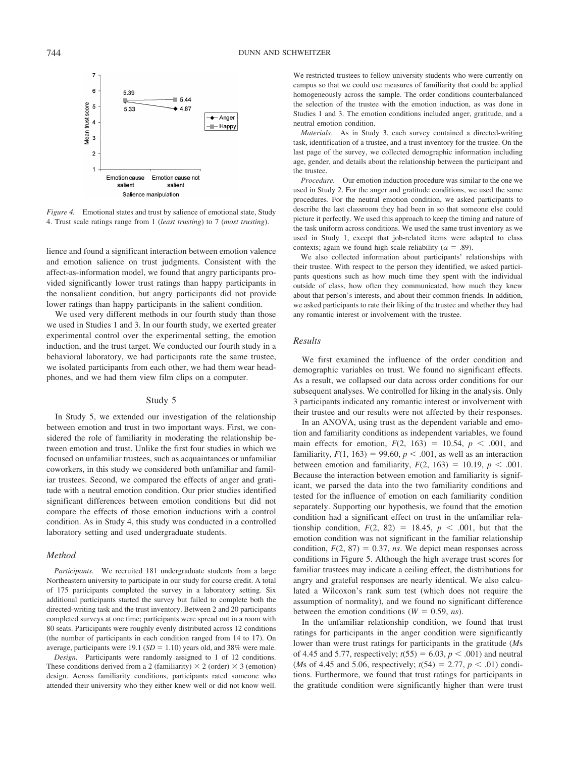*Figure 4.* Emotional states and trust by salience of emotional state, Study 4. Trust scale ratings range from 1 (*least trusting*) to 7 (*most trusting*).

lience and found a significant interaction between emotion valence and emotion salience on trust judgments. Consistent with the affect-as-information model, we found that angry participants provided significantly lower trust ratings than happy participants in the nonsalient condition, but angry participants did not provide lower ratings than happy participants in the salient condition.

We used very different methods in our fourth study than those we used in Studies 1 and 3. In our fourth study, we exerted greater experimental control over the experimental setting, the emotion induction, and the trust target. We conducted our fourth study in a behavioral laboratory, we had participants rate the same trustee, we isolated participants from each other, we had them wear headphones, and we had them view film clips on a computer.

## Study 5

In Study 5, we extended our investigation of the relationship between emotion and trust in two important ways. First, we considered the role of familiarity in moderating the relationship between emotion and trust. Unlike the first four studies in which we focused on unfamiliar trustees, such as acquaintances or unfamiliar coworkers, in this study we considered both unfamiliar and familiar trustees. Second, we compared the effects of anger and gratitude with a neutral emotion condition. Our prior studies identified significant differences between emotion conditions but did not compare the effects of those emotion inductions with a control condition. As in Study 4, this study was conducted in a controlled laboratory setting and used undergraduate students.

### Method

*Participants.* We recruited 181 undergraduate students from a large Northeastern university to participate in our study for course credit. A total of 175 participants completed the survey in a laboratory setting. Six additional participants started the survey but failed to complete both the directed-writing task and the trust inventory. Between 2 and 20 participants completed surveys at one time; participants were spread out in a room with 80 seats. Participants were roughly evenly distributed across 12 conditions (the number of participants in each condition ranged from 14 to 17). On average, participants were 19.1 ($SD = 1.10$) years old, and 38% were male.

*Design.* Participants were randomly assigned to 1 of 12 conditions. These conditions derived from a 2 (familiarity) × 2 (order) × 3 (emotion) design. Across familiarity conditions, participants rated someone who attended their university who they either knew well or did not know well. We restricted trustees to fellow university students who were currently on campus so that we could use measures of familiarity that could be applied homogeneously across the sample. The order conditions counterbalanced the selection of the trustee with the emotion induction, as was done in Studies 1 and 3. The emotion conditions included anger, gratitude, and a neutral emotion condition.

*Materials.* As in Study 3, each survey contained a directed-writing task, identification of a trustee, and a trust inventory for the trustee. On the last page of the survey, we collected demographic information including age, gender, and details about the relationship between the participant and the trustee.

*Procedure.* Our emotion induction procedure was similar to the one we used in Study 2. For the anger and gratitude conditions, we used the same procedures. For the neutral emotion condition, we asked participants to describe the last classroom they had been in so that someone else could picture it perfectly. We used this approach to keep the timing and nature of the task uniform across conditions. We used the same trust inventory as we used in Study 1, except that job-related items were adapted to class contexts; again we found high scale reliability ($\alpha = .89$).

We also collected information about participants' relationships with their trustee. With respect to the person they identified, we asked participants questions such as how much time they spent with the individual outside of class, how often they communicated, how much they knew about that person's interests, and about their common friends. In addition, we asked participants to rate their liking of the trustee and whether they had any romantic interest or involvement with the trustee.

### Results

We first examined the influence of the order condition and demographic variables on trust. We found no significant effects. As a result, we collapsed our data across order conditions for our subsequent analyses. We controlled for liking in the analysis. Only 3 participants indicated any romantic interest or involvement with their trustee and our results were not affected by their responses.

In an ANOVA, using trust as the dependent variable and emotion and familiarity conditions as independent variables, we found main effects for emotion, $F(2, 163) = 10.54$, $p < .001$, and familiarity, $F(1, 163) = 99.60$, $p < .001$, as well as an interaction between emotion and familiarity, $F(2, 163) = 10.19$, $p < .001$. Because the interaction between emotion and familiarity is significant, we parsed the data into the two familiarity conditions and tested for the influence of emotion on each familiarity condition separately. Supporting our hypothesis, we found that the emotion condition had a significant effect on trust in the unfamiliar relationship condition, $F(2, 82) = 18.45$, $p < .001$, but that the emotion condition was not significant in the familiar relationship condition, $F(2, 87) = 0.37$, *ns*. We depict mean responses across conditions in Figure 5. Although the high average trust scores for familiar trustees may indicate a ceiling effect, the distributions for angry and grateful responses are nearly identical. We also calculated a Wilcoxon's rank sum test (which does not require the assumption of normality), and we found no significant difference between the emotion conditions ($W = 0.59$, *ns*).

In the unfamiliar relationship condition, we found that trust ratings for participants in the anger condition were significantly lower than were trust ratings for participants in the gratitude (*M*s of 4.45 and 5.77, respectively; $t(55) = 6.03$, $p < .001$) and neutral (*M*s of 4.45 and 5.06, respectively; $t(54) = 2.77$, $p < .01$) conditions. Furthermore, we found that trust ratings for participants in the gratitude condition were significantly higher than were trust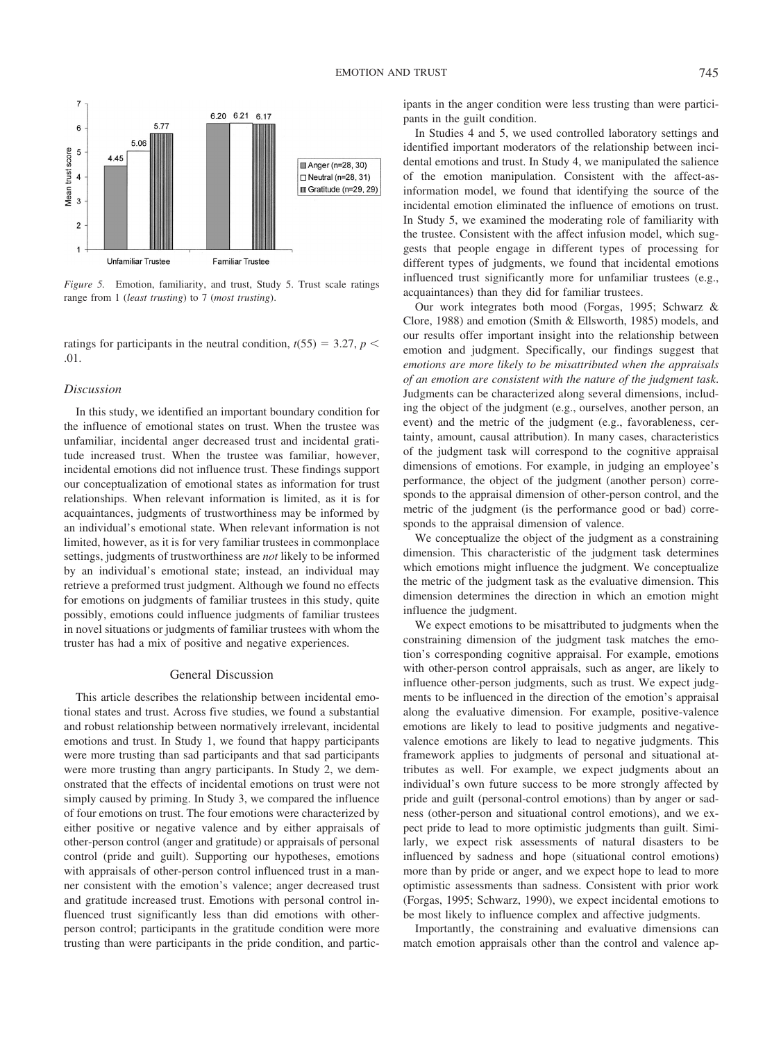7

6

5

4

3

2

1

Mean trust score

4.45

5.06

5.77

6.20

6.21

6.17

Unfamiliar Trustee

Familiar Trustee

Anger (n=28, 30)

Neutral (n=28, 31)

Gratitude (n=29, 29)

*Figure 5.* Emotion, familiarity, and trust, Study 5. Trust scale ratings range from 1 (*least trusting*) to 7 (*most trusting*).

ratings for participants in the neutral condition, $t(55) = 3.27$, $p < .01$.

### Discussion

In this study, we identified an important boundary condition for the influence of emotional states on trust. When the trustee was unfamiliar, incidental anger decreased trust and incidental gratitude increased trust. When the trustee was familiar, however, incidental emotions did not influence trust. These findings support our conceptualization of emotional states as information for trust relationships. When relevant information is limited, as it is for acquaintances, judgments of trustworthiness may be informed by an individual's emotional state. When relevant information is not limited, however, as it is for very familiar trustees in commonplace settings, judgments of trustworthiness are *not* likely to be informed by an individual's emotional state; instead, an individual may retrieve a preformed trust judgment. Although we found no effects for emotions on judgments of familiar trustees in this study, quite possibly, emotions could influence judgments of familiar trustees in novel situations or judgments of familiar trustees with whom the truster has had a mix of positive and negative experiences.

## General Discussion

This article describes the relationship between incidental emotional states and trust. Across five studies, we found a substantial and robust relationship between normatively irrelevant, incidental emotions and trust. In Study 1, we found that happy participants were more trusting than sad participants and that sad participants were more trusting than angry participants. In Study 2, we demonstrated that the effects of incidental emotions on trust were not simply caused by priming. In Study 3, we compared the influence of four emotions on trust. The four emotions were characterized by either positive or negative valence and by either appraisals of other-person control (anger and gratitude) or appraisals of personal control (pride and guilt). Supporting our hypotheses, emotions with appraisals of other-person control influenced trust in a manner consistent with the emotion's valence; anger decreased trust and gratitude increased trust. Emotions with personal control influenced trust significantly less than did emotions with other-person control; participants in the gratitude condition were more trusting than were participants in the pride condition, and participants in the anger condition were less trusting than were participants in the guilt condition.

In Studies 4 and 5, we used controlled laboratory settings and identified important moderators of the relationship between incidental emotions and trust. In Study 4, we manipulated the salience of the emotion manipulation. Consistent with the affect-as-information model, we found that identifying the source of the incidental emotion eliminated the influence of emotions on trust. In Study 5, we examined the moderating role of familiarity with the trustee. Consistent with the affect infusion model, which suggests that people engage in different types of processing for different types of judgments, we found that incidental emotions influenced trust significantly more for unfamiliar trustees (e.g., acquaintances) than they did for familiar trustees.

Our work integrates both mood (Forgas, 1995; Schwarz & Clore, 1988) and emotion (Smith & Ellsworth, 1985) models, and our results offer important insight into the relationship between emotion and judgment. Specifically, our findings suggest that *emotions are more likely to be misattributed when the appraisals of an emotion are consistent with the nature of the judgment task*. Judgments can be characterized along several dimensions, including the object of the judgment (e.g., ourselves, another person, an event) and the metric of the judgment (e.g., favorableness, certainty, amount, causal attribution). In many cases, characteristics of the judgment task will correspond to the cognitive appraisal dimensions of emotions. For example, in judging an employee's performance, the object of the judgment (another person) corresponds to the appraisal dimension of other-person control, and the metric of the judgment (is the performance good or bad) corresponds to the appraisal dimension of valence.

We conceptualize the object of the judgment as a constraining dimension. This characteristic of the judgment task determines which emotions might influence the judgment. We conceptualize the metric of the judgment task as the evaluative dimension. This dimension determines the direction in which an emotion might influence the judgment.

We expect emotions to be misattributed to judgments when the constraining dimension of the judgment task matches the emotion's corresponding cognitive appraisal. For example, emotions with other-person control appraisals, such as anger, are likely to influence other-person judgments, such as trust. We expect judgments to be influenced in the direction of the emotion's appraisal along the evaluative dimension. For example, positive-valence emotions are likely to lead to positive judgments and negative-valence emotions are likely to lead to negative judgments. This framework applies to judgments of personal and situational attributes as well. For example, we expect judgments about an individual's own future success to be more strongly affected by pride and guilt (personal-control emotions) than by anger or sadness (other-person and situational control emotions), and we expect pride to lead to more optimistic judgments than guilt. Similarly, we expect risk assessments of natural disasters to be influenced by sadness and hope (situational control emotions) more than by pride or anger, and we expect hope to lead to more optimistic assessments than sadness. Consistent with prior work (Forgas, 1995; Schwarz, 1990), we expect incidental emotions to be most likely to influence complex and affective judgments.

Importantly, the constraining and evaluative dimensions can match emotion appraisals other than the control and valence ap-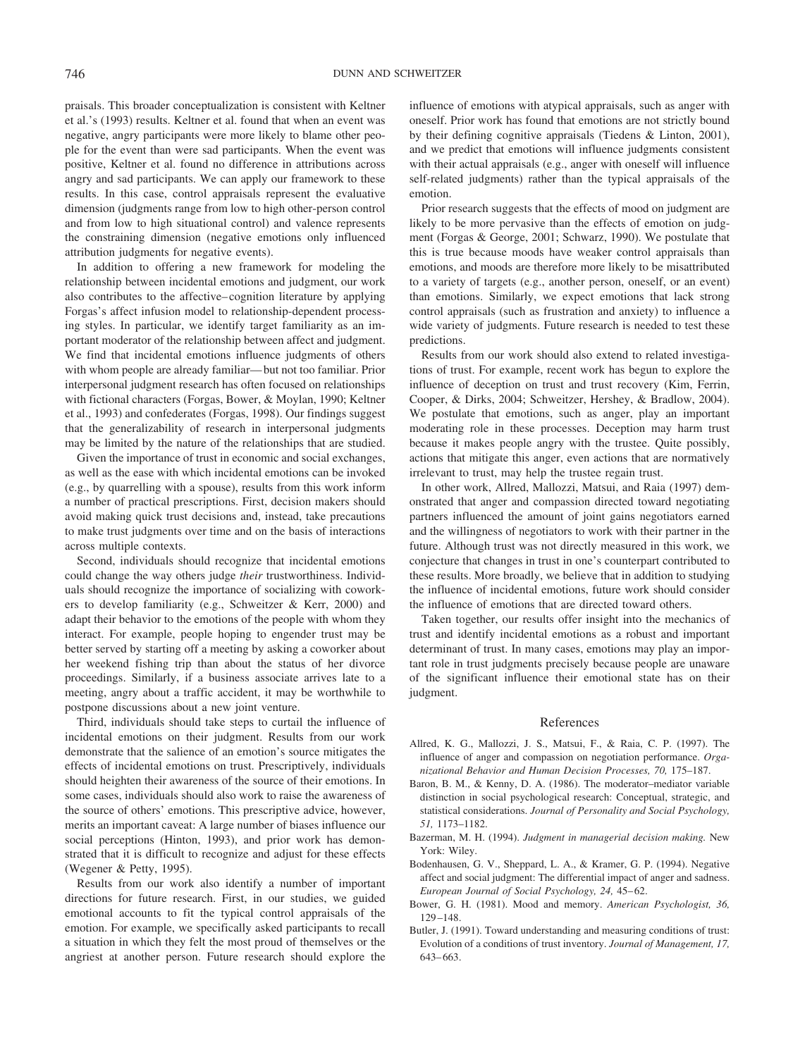praisals. This broader conceptualization is consistent with Keltner et al.'s (1993) results. Keltner et al. found that when an event was negative, angry participants were more likely to blame other people for the event than were sad participants. When the event was positive, Keltner et al. found no difference in attributions across angry and sad participants. We can apply our framework to these results. In this case, control appraisals represent the evaluative dimension (judgments range from low to high other-person control and from low to high situational control) and valence represents the constraining dimension (negative emotions only influenced attribution judgments for negative events).

In addition to offering a new framework for modeling the relationship between incidental emotions and judgment, our work also contributes to the affective–cognition literature by applying Forgas's affect infusion model to relationship-dependent processing styles. In particular, we identify target familiarity as an important moderator of the relationship between affect and judgment. We find that incidental emotions influence judgments of others with whom people are already familiar— but not too familiar. Prior interpersonal judgment research has often focused on relationships with fictional characters (Forgas, Bower, & Moylan, 1990; Keltner et al., 1993) and confederates (Forgas, 1998). Our findings suggest that the generalizability of research in interpersonal judgments may be limited by the nature of the relationships that are studied.

Given the importance of trust in economic and social exchanges, as well as the ease with which incidental emotions can be invoked (e.g., by quarrelling with a spouse), results from this work inform a number of practical prescriptions. First, decision makers should avoid making quick trust decisions and, instead, take precautions to make trust judgments over time and on the basis of interactions across multiple contexts.

Second, individuals should recognize that incidental emotions could change the way others judge *their* trustworthiness. Individuals should recognize the importance of socializing with coworkers to develop familiarity (e.g., Schweitzer & Kerr, 2000) and adapt their behavior to the emotions of the people with whom they interact. For example, people hoping to engender trust may be better served by starting off a meeting by asking a coworker about her weekend fishing trip than about the status of her divorce proceedings. Similarly, if a business associate arrives late to a meeting, angry about a traffic accident, it may be worthwhile to postpone discussions about a new joint venture.

Third, individuals should take steps to curtail the influence of incidental emotions on their judgment. Results from our work demonstrate that the salience of an emotion's source mitigates the effects of incidental emotions on trust. Prescriptively, individuals should heighten their awareness of the source of their emotions. In some cases, individuals should also work to raise the awareness of the source of others' emotions. This prescriptive advice, however, merits an important caveat: A large number of biases influence our social perceptions (Hinton, 1993), and prior work has demonstrated that it is difficult to recognize and adjust for these effects (Wegener & Petty, 1995).

Results from our work also identify a number of important directions for future research. First, in our studies, we guided emotional accounts to fit the typical control appraisals of the emotion. For example, we specifically asked participants to recall a situation in which they felt the most proud of themselves or the angriest at another person. Future research should explore the influence of emotions with atypical appraisals, such as anger with oneself. Prior work has found that emotions are not strictly bound by their defining cognitive appraisals (Tiedens & Linton, 2001), and we predict that emotions will influence judgments consistent with their actual appraisals (e.g., anger with oneself will influence self-related judgments) rather than the typical appraisals of the emotion.

Prior research suggests that the effects of mood on judgment are likely to be more pervasive than the effects of emotion on judgment (Forgas & George, 2001; Schwarz, 1990). We postulate that this is true because moods have weaker control appraisals than emotions, and moods are therefore more likely to be misattributed to a variety of targets (e.g., another person, oneself, or an event) than emotions. Similarly, we expect emotions that lack strong control appraisals (such as frustration and anxiety) to influence a wide variety of judgments. Future research is needed to test these predictions.

Results from our work should also extend to related investigations of trust. For example, recent work has begun to explore the influence of deception on trust and trust recovery (Kim, Ferrin, Cooper, & Dirks, 2004; Schweitzer, Hershey, & Bradlow, 2004). We postulate that emotions, such as anger, play an important moderating role in these processes. Deception may harm trust because it makes people angry with the trustee. Quite possibly, actions that mitigate this anger, even actions that are normatively irrelevant to trust, may help the trustee regain trust.

In other work, Allred, Mallozzi, Matsui, and Raia (1997) demonstrated that anger and compassion directed toward negotiating partners influenced the amount of joint gains negotiators earned and the willingness of negotiators to work with their partner in the future. Although trust was not directly measured in this work, we conjecture that changes in trust in one's counterpart contributed to these results. More broadly, we believe that in addition to studying the influence of incidental emotions, future work should consider the influence of emotions that are directed toward others.

Taken together, our results offer insight into the mechanics of trust and identify incidental emotions as a robust and important determinant of trust. In many cases, emotions may play an important role in trust judgments precisely because people are unaware of the significant influence their emotional state has on their judgment.

## References

Allred, K. G., Mallozzi, J. S., Matsui, F., & Raia, C. P. (1997). The influence of anger and compassion on negotiation performance. *Organizational Behavior and Human Decision Processes, 70,* 175–187.

Baron, B. M., & Kenny, D. A. (1986). The moderator–mediator variable distinction in social psychological research: Conceptual, strategic, and statistical considerations. *Journal of Personality and Social Psychology, 51,* 1173–1182.

Bazerman, M. H. (1994). *Judgment in managerial decision making.* New York: Wiley.

Bodenhausen, G. V., Sheppard, L. A., & Kramer, G. P. (1994). Negative affect and social judgment: The differential impact of anger and sadness. *European Journal of Social Psychology, 24,* 45–62.

Bower, G. H. (1981). Mood and memory. *American Psychologist, 36,* 129–148.

Butler, J. (1991). Toward understanding and measuring conditions of trust: Evolution of a conditions of trust inventory. *Journal of Management, 17,* 643–663.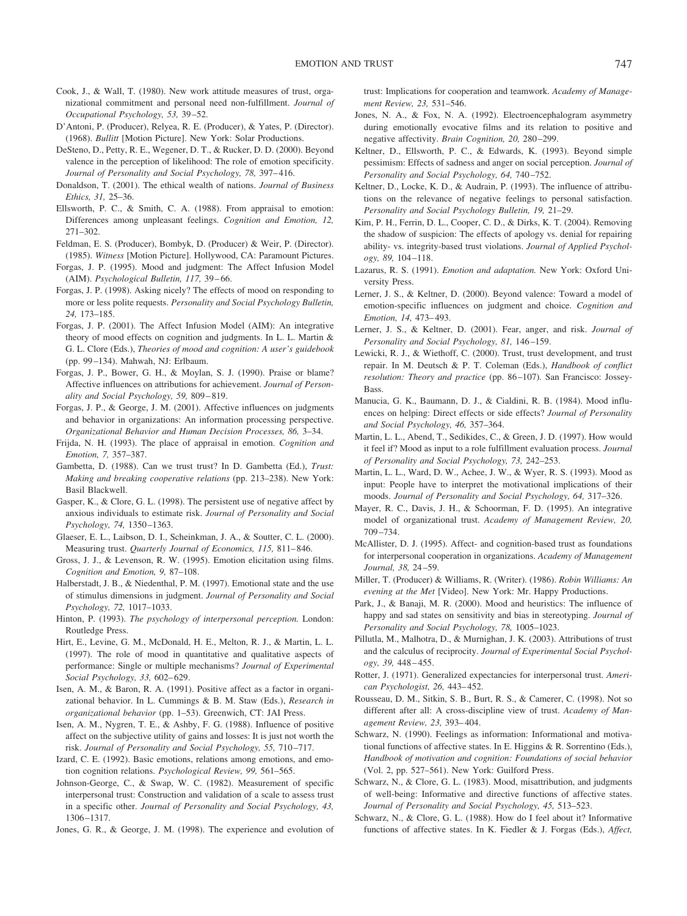Cook, J., & Wall, T. (1980). New work attitude measures of trust, organizational commitment and personal need non-fulfillment. *Journal of Occupational Psychology, 53,* 39–52.

D'Antoni, P. (Producer), Relyea, R. E. (Producer), & Yates, P. (Director). (1968). *Bullitt* [Motion Picture]. New York: Solar Productions.

DeSteno, D., Petty, R. E., Wegener, D. T., & Rucker, D. D. (2000). Beyond valence in the perception of likelihood: The role of emotion specificity. *Journal of Personality and Social Psychology, 78,* 397–416.

Donaldson, T. (2001). The ethical wealth of nations. *Journal of Business Ethics, 31,* 25–36.

Ellsworth, P. C., & Smith, C. A. (1988). From appraisal to emotion: Differences among unpleasant feelings. *Cognition and Emotion, 12,* 271–302.

Feldman, E. S. (Producer), Bombyk, D. (Producer) & Weir, P. (Director). (1985). *Witness* [Motion Picture]. Hollywood, CA: Paramount Pictures.

Forgas, J. P. (1995). Mood and judgment: The Affect Infusion Model (AIM). *Psychological Bulletin, 117,* 39–66.

Forgas, J. P. (1998). Asking nicely? The effects of mood on responding to more or less polite requests. *Personality and Social Psychology Bulletin, 24,* 173–185.

Forgas, J. P. (2001). The Affect Infusion Model (AIM): An integrative theory of mood effects on cognition and judgments. In L. L. Martin & G. L. Clore (Eds.), *Theories of mood and cognition: A user's guidebook* (pp. 99–134). Mahwah, NJ: Erlbaum.

Forgas, J. P., Bower, G. H., & Moylan, S. J. (1990). Praise or blame? Affective influences on attributions for achievement. *Journal of Personality and Social Psychology, 59,* 809–819.

Forgas, J. P., & George, J. M. (2001). Affective influences on judgments and behavior in organizations: An information processing perspective. *Organizational Behavior and Human Decision Processes, 86,* 3–34.

Frijda, N. H. (1993). The place of appraisal in emotion. *Cognition and Emotion, 7,* 357–387.

Gambetta, D. (1988). Can we trust trust? In D. Gambetta (Ed.), *Trust: Making and breaking cooperative relations* (pp. 213–238). New York: Basil Blackwell.

Gasper, K., & Clore, G. L. (1998). The persistent use of negative affect by anxious individuals to estimate risk. *Journal of Personality and Social Psychology, 74,* 1350–1363.

Glaeser, E. L., Laibson, D. I., Scheinkman, J. A., & Soutter, C. L. (2000). Measuring trust. *Quarterly Journal of Economics, 115,* 811–846.

Gross, J. J., & Levenson, R. W. (1995). Emotion elicitation using films. *Cognition and Emotion, 9,* 87–108.

Halberstadt, J. B., & Niedenthal, P. M. (1997). Emotional state and the use of stimulus dimensions in judgment. *Journal of Personality and Social Psychology, 72,* 1017–1033.

Hinton, P. (1993). *The psychology of interpersonal perception.* London: Routledge Press.

Hirt, E., Levine, G. M., McDonald, H. E., Melton, R. J., & Martin, L. L. (1997). The role of mood in quantitative and qualitative aspects of performance: Single or multiple mechanisms? *Journal of Experimental Social Psychology, 33,* 602–629.

Isen, A. M., & Baron, R. A. (1991). Positive affect as a factor in organizational behavior. In L. Cummings & B. M. Staw (Eds.), *Research in organizational behavior* (pp. 1–53). Greenwich, CT: JAI Press.

Isen, A. M., Nygren, T. E., & Ashby, F. G. (1988). Influence of positive affect on the subjective utility of gains and losses: It is just not worth the risk. *Journal of Personality and Social Psychology, 55,* 710–717.

Izard, C. E. (1992). Basic emotions, relations among emotions, and emotion cognition relations. *Psychological Review, 99,* 561–565.

Johnson-George, C., & Swap, W. C. (1982). Measurement of specific interpersonal trust: Construction and validation of a scale to assess trust in a specific other. *Journal of Personality and Social Psychology, 43,* 1306–1317.

Jones, G. R., & George, J. M. (1998). The experience and evolution of trust: Implications for cooperation and teamwork. *Academy of Management Review, 23,* 531–546.

Jones, N. A., & Fox, N. A. (1992). Electroencephalogram asymmetry during emotionally evocative films and its relation to positive and negative affectivity. *Brain Cognition, 20,* 280–299.

Keltner, D., Ellsworth, P. C., & Edwards, K. (1993). Beyond simple pessimism: Effects of sadness and anger on social perception. *Journal of Personality and Social Psychology, 64,* 740–752.

Keltner, D., Locke, K. D., & Audrain, P. (1993). The influence of attributions on the relevance of negative feelings to personal satisfaction. *Personality and Social Psychology Bulletin, 19,* 21–29.

Kim, P. H., Ferrin, D. L., Cooper, C. D., & Dirks, K. T. (2004). Removing the shadow of suspicion: The effects of apology vs. denial for repairing ability- vs. integrity-based trust violations. *Journal of Applied Psychology, 89,* 104–118.

Lazarus, R. S. (1991). *Emotion and adaptation.* New York: Oxford University Press.

Lerner, J. S., & Keltner, D. (2000). Beyond valence: Toward a model of emotion-specific influences on judgment and choice. *Cognition and Emotion, 14,* 473–493.

Lerner, J. S., & Keltner, D. (2001). Fear, anger, and risk. *Journal of Personality and Social Psychology, 81,* 146–159.

Lewicki, R. J., & Wiethoff, C. (2000). Trust, trust development, and trust repair. In M. Deutsch & P. T. Coleman (Eds.), *Handbook of conflict resolution: Theory and practice* (pp. 86–107). San Francisco: Jossey-Bass.

Manucia, G. K., Baumann, D. J., & Cialdini, R. B. (1984). Mood influences on helping: Direct effects or side effects? *Journal of Personality and Social Psychology, 46,* 357–364.

Martin, L. L., Abend, T., Sedikides, C., & Green, J. D. (1997). How would it feel if? Mood as input to a role fulfillment evaluation process. *Journal of Personality and Social Psychology, 73,* 242–253.

Martin, L. L., Ward, D. W., Achee, J. W., & Wyer, R. S. (1993). Mood as input: People have to interpret the motivational implications of their moods. *Journal of Personality and Social Psychology, 64,* 317–326.

Mayer, R. C., Davis, J. H., & Schoorman, F. D. (1995). An integrative model of organizational trust. *Academy of Management Review, 20,* 709–734.

McAllister, D. J. (1995). Affect- and cognition-based trust as foundations for interpersonal cooperation in organizations. *Academy of Management Journal, 38,* 24–59.

Miller, T. (Producer) & Williams, R. (Writer). (1986). *Robin Williams: An evening at the Met* [Video]. New York: Mr. Happy Productions.

Park, J., & Banaji, M. R. (2000). Mood and heuristics: The influence of happy and sad states on sensitivity and bias in stereotyping. *Journal of Personality and Social Psychology, 78,* 1005–1023.

Pillutla, M., Malhotra, D., & Murnighan, J. K. (2003). Attributions of trust and the calculus of reciprocity. *Journal of Experimental Social Psychology, 39,* 448–455.

Rotter, J. (1971). Generalized expectancies for interpersonal trust. *American Psychologist, 26,* 443–452.

Rousseau, D. M., Sitkin, S. B., Burt, R. S., & Camerer, C. (1998). Not so different after all: A cross-discipline view of trust. *Academy of Management Review, 23,* 393–404.

Schwarz, N. (1990). Feelings as information: Informational and motivational functions of affective states. In E. Higgins & R. Sorrentino (Eds.), *Handbook of motivation and cognition: Foundations of social behavior* (Vol. 2, pp. 527–561). New York: Guilford Press.

Schwarz, N., & Clore, G. L. (1983). Mood, misattribution, and judgments of well-being: Informative and directive functions of affective states. *Journal of Personality and Social Psychology, 45,* 513–523.

Schwarz, N., & Clore, G. L. (1988). How do I feel about it? Informative functions of affective states. In K. Fiedler & J. Forgas (Eds.), *Affect,*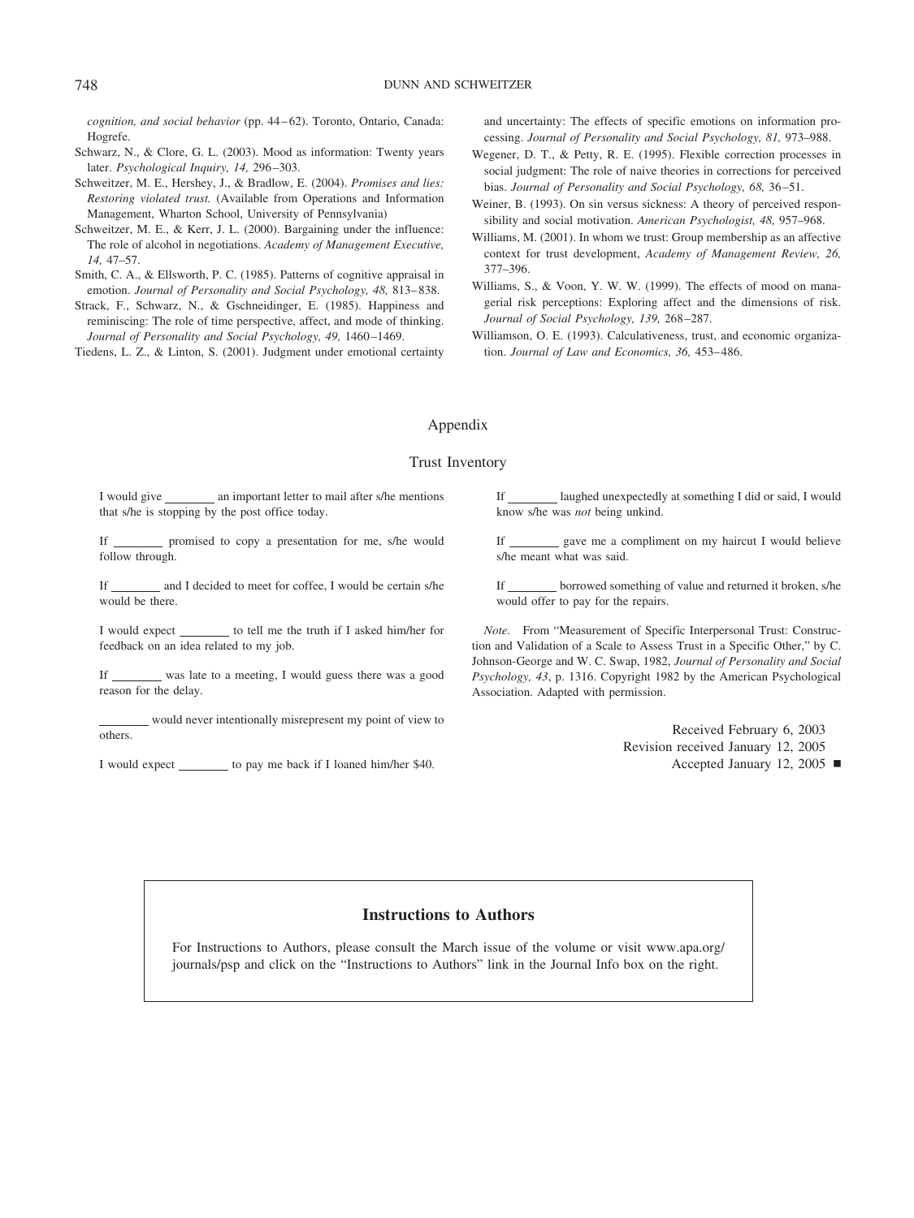*cognition, and social behavior* (pp. 44–62). Toronto, Ontario, Canada: Hogrefe.

Schwarz, N., & Clore, G. L. (2003). Mood as information: Twenty years later. *Psychological Inquiry, 14,* 296–303.

Schweitzer, M. E., Hershey, J., & Bradlow, E. (2004). *Promises and lies: Restoring violated trust.* (Available from Operations and Information Management, Wharton School, University of Pennsylvania)

Schweitzer, M. E., & Kerr, J. L. (2000). Bargaining under the influence: The role of alcohol in negotiations. *Academy of Management Executive, 14,* 47–57.

Smith, C. A., & Ellsworth, P. C. (1985). Patterns of cognitive appraisal in emotion. *Journal of Personality and Social Psychology, 48,* 813–838.

Strack, F., Schwarz, N., & Gschneidinger, E. (1985). Happiness and reminiscing: The role of time perspective, affect, and mode of thinking. *Journal of Personality and Social Psychology, 49,* 1460–1469.

Tiedens, L. Z., & Linton, S. (2001). Judgment under emotional certainty and uncertainty: The effects of specific emotions on information processing. *Journal of Personality and Social Psychology, 81,* 973–988.

Wegener, D. T., & Petty, R. E. (1995). Flexible correction processes in social judgment: The role of naive theories in corrections for perceived bias. *Journal of Personality and Social Psychology, 68,* 36–51.

Weiner, B. (1993). On sin versus sickness: A theory of perceived responsibility and social motivation. *American Psychologist, 48,* 957–968.

Williams, M. (2001). In whom we trust: Group membership as an affective context for trust development, *Academy of Management Review, 26,* 377–396.

Williams, S., & Voon, Y. W. W. (1999). The effects of mood on managerial risk perceptions: Exploring affect and the dimensions of risk. *Journal of Social Psychology, 139,* 268–287.

Williamson, O. E. (1993). Calculativeness, trust, and economic organization. *Journal of Law and Economics, 36,* 453–486.

## Appendix

### Trust Inventory

I would give ________ an important letter to mail after s/he mentions that s/he is stopping by the post office today.

If ________ promised to copy a presentation for me, s/he would follow through.

If ________ and I decided to meet for coffee, I would be certain s/he would be there.

I would expect ________ to tell me the truth if I asked him/her for feedback on an idea related to my job.

If ________ was late to a meeting, I would guess there was a good reason for the delay.

________ would never intentionally misrepresent my point of view to others.

I would expect ________ to pay me back if I loaned him/her $40.

If ________ laughed unexpectedly at something I did or said, I would know s/he was *not* being unkind.

If ________ gave me a compliment on my haircut I would believe s/he meant what was said.

If ________ borrowed something of value and returned it broken, s/he would offer to pay for the repairs.

*Note.* From "Measurement of Specific Interpersonal Trust: Construction and Validation of a Scale to Assess Trust in a Specific Other," by C. Johnson-George and W. C. Swap, 1982, *Journal of Personality and Social Psychology, 43*, p. 1316. Copyright 1982 by the American Psychological Association. Adapted with permission.

Received February 6, 2003
Revision received January 12, 2005
Accepted January 12, 2005 ■

**Instructions to Authors**

For Instructions to Authors, please consult the March issue of the volume or visit www.apa.org/journals/psp and click on the "Instructions to Authors" link in the Journal Info box on the right.